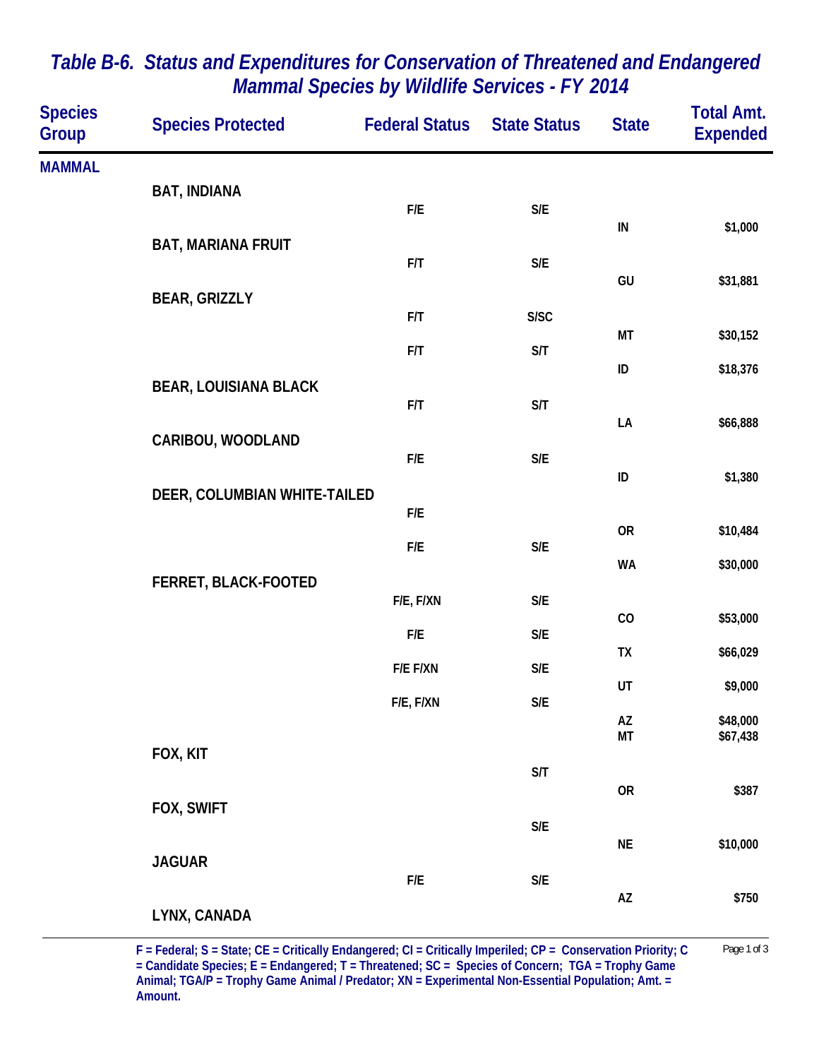# Table B-6. Status and Expenditures for Conservation of Threatened and Endangered Mammal Species by Wildlife Services - FY 2014

| Species Group | Species Protected | Federal Status | State Status | State | Total Amt. Expended |
|---|---|---|---|---|---|
| MAMMAL | | | | | |
| | BAT, INDIANA | F/E | S/E | IN | $1,000 |
| | BAT, MARIANA FRUIT | F/T | S/E | GU | $31,881 |
| | BEAR, GRIZZLY | F/T | S/SC | MT | $30,152 |
| | | F/T | S/T | ID | $18,376 |
| | BEAR, LOUISIANA BLACK | F/T | S/T | LA | $66,888 |
| | CARIBOU, WOODLAND | F/E | S/E | ID | $1,380 |
| | DEER, COLUMBIAN WHITE-TAILED | F/E | | OR | $10,484 |
| | | F/E | S/E | WA | $30,000 |
| | FERRET, BLACK-FOOTED | F/E, F/XN | S/E | CO | $53,000 |
| | | F/E | S/E | TX | $66,029 |
| | | F/E F/XN | S/E | UT | $9,000 |
| | | F/E, F/XN | S/E | AZ | $48,000 |
| | | | | MT | $67,438 |
| | FOX, KIT | | S/T | OR | $387 |
| | FOX, SWIFT | | S/E | NE | $10,000 |
| | JAGUAR | F/E | S/E | AZ | $750 |
| | LYNX, CANADA | | | | |

F = Federal; S = State; CE = Critically Endangered; CI = Critically Imperiled; CP = Conservation Priority; C = Candidate Species; E = Endangered; T = Threatened; SC = Species of Concern; TGA = Trophy Game Animal; TGA/P = Trophy Game Animal / Predator; XN = Experimental Non-Essential Population; Amt. = Amount.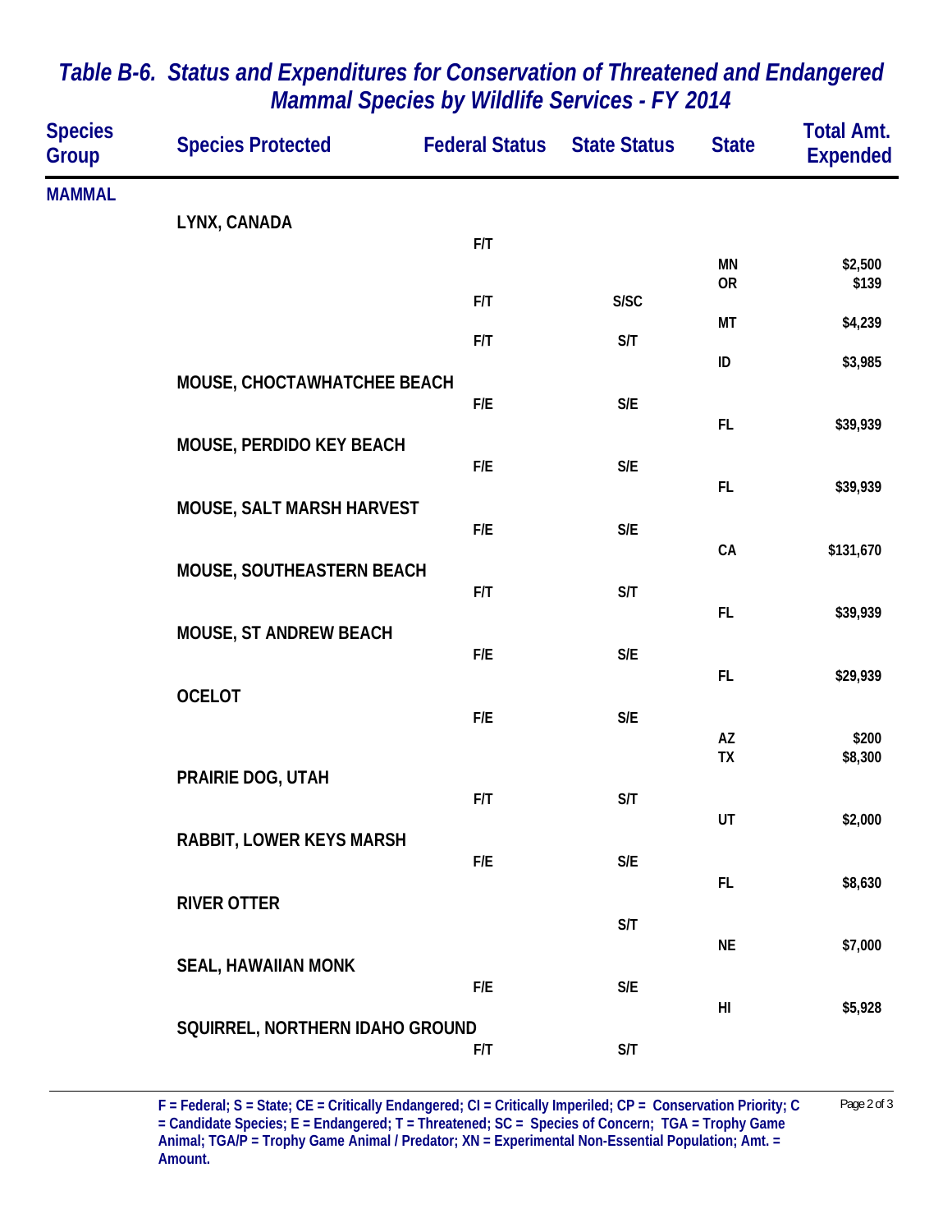# Table B-6. Status and Expenditures for Conservation of Threatened and Endangered Mammal Species by Wildlife Services - FY 2014

| Species Group | Species Protected | Federal Status | State Status | State | Total Amt. Expended |
|---|---|---|---|---|---|
| MAMMAL | | | | | |
| | LYNX, CANADA | | | | |
| | | F/T | | | |
| | | | | MN | $2,500 |
| | | | | OR | $139 |
| | | F/T | S/SC | | |
| | | | | MT | $4,239 |
| | | F/T | S/T | | |
| | | | | ID | $3,985 |
| | MOUSE, CHOCTAWHATCHEE BEACH | | | | |
| | | F/E | S/E | | |
| | | | | FL | $39,939 |
| | MOUSE, PERDIDO KEY BEACH | | | | |
| | | F/E | S/E | | |
| | | | | FL | $39,939 |
| | MOUSE, SALT MARSH HARVEST | | | | |
| | | F/E | S/E | | |
| | | | | CA | $131,670 |
| | MOUSE, SOUTHEASTERN BEACH | | | | |
| | | F/T | S/T | | |
| | | | | FL | $39,939 |
| | MOUSE, ST ANDREW BEACH | | | | |
| | | F/E | S/E | | |
| | | | | FL | $29,939 |
| | OCELOT | | | | |
| | | F/E | S/E | | |
| | | | | AZ | $200 |
| | | | | TX | $8,300 |
| | PRAIRIE DOG, UTAH | | | | |
| | | F/T | S/T | | |
| | | | | UT | $2,000 |
| | RABBIT, LOWER KEYS MARSH | | | | |
| | | F/E | S/E | | |
| | | | | FL | $8,630 |
| | RIVER OTTER | | | | |
| | | | S/T | | |
| | | | | NE | $7,000 |
| | SEAL, HAWAIIAN MONK | | | | |
| | | F/E | S/E | | |
| | | | | HI | $5,928 |
| | SQUIRREL, NORTHERN IDAHO GROUND | | | | |
| | | F/T | S/T | | |

F = Federal; S = State; CE = Critically Endangered; CI = Critically Imperiled; CP = Conservation Priority; C = Candidate Species; E = Endangered; T = Threatened; SC = Species of Concern; TGA = Trophy Game Animal; TGA/P = Trophy Game Animal / Predator; XN = Experimental Non-Essential Population; Amt. = Amount.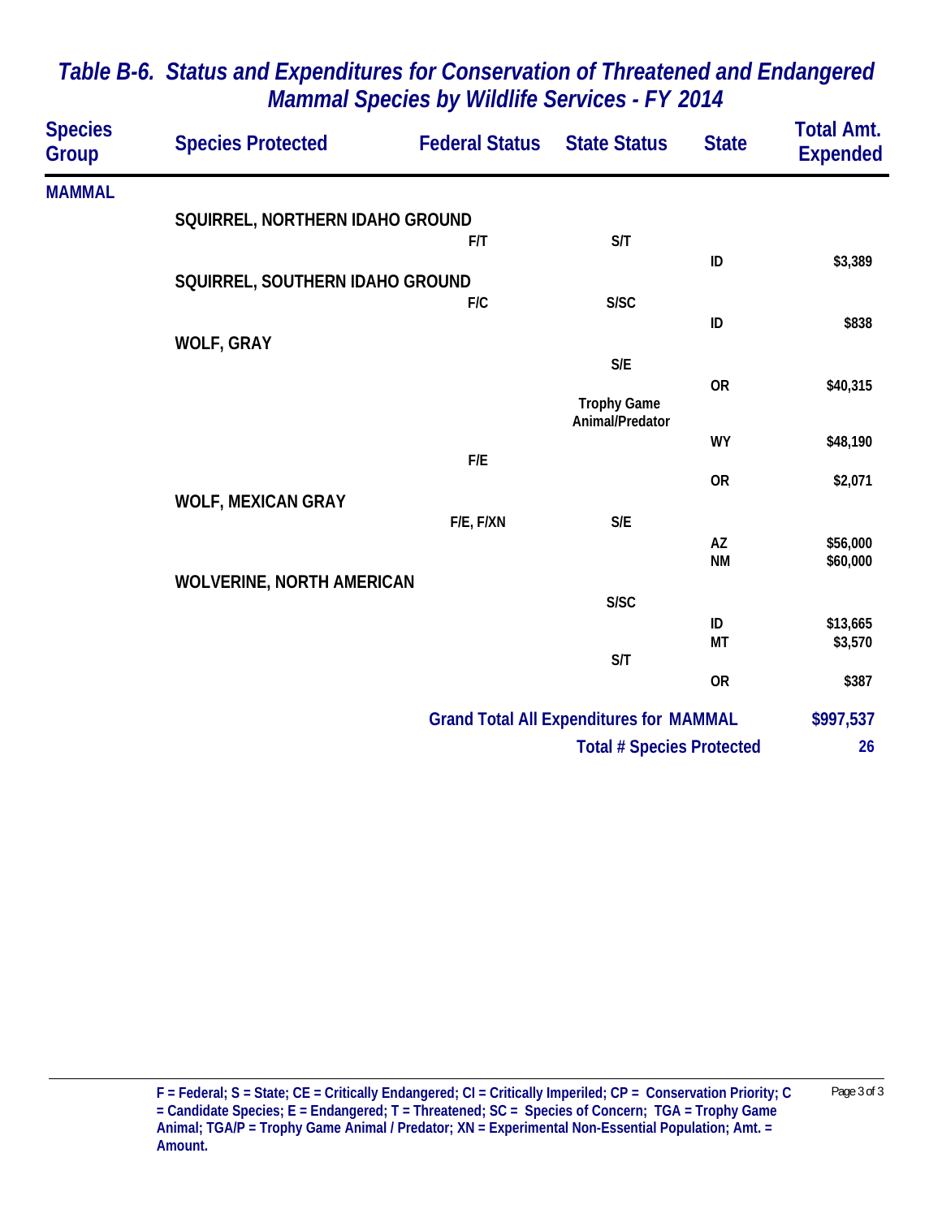# *Table B-6. Status and Expenditures for Conservation of Threatened and Endangered Mammal Species by Wildlife Services - FY 2014*

| Species Group | Species Protected | Federal Status | State Status | State | Total Amt. Expended |
|---|---|---|---|---|---|
| **MAMMAL** | | | | | |
| | SQUIRREL, NORTHERN IDAHO GROUND | F/T | S/T | ID | $3,389 |
| | SQUIRREL, SOUTHERN IDAHO GROUND | F/C | S/SC | ID | $838 |
| | WOLF, GRAY | | S/E | OR | $40,315 |
| | | | Trophy Game Animal/Predator | WY | $48,190 |
| | | F/E | | OR | $2,071 |
| | WOLF, MEXICAN GRAY | F/E, F/XN | S/E | AZ | $56,000 |
| | | | | NM | $60,000 |
| | WOLVERINE, NORTH AMERICAN | | S/SC | ID | $13,665 |
| | | | | MT | $3,570 |
| | | | S/T | OR | $387 |
| | | **Grand Total All Expenditures for MAMMAL** | | | **$997,537** |
| | | | **Total # Species Protected** | | **26** |

F = Federal; S = State; CE = Critically Endangered; CI = Critically Imperiled; CP = Conservation Priority; C = Candidate Species; E = Endangered; T = Threatened; SC = Species of Concern; TGA = Trophy Game Animal; TGA/P = Trophy Game Animal / Predator; XN = Experimental Non-Essential Population; Amt. = Amount.